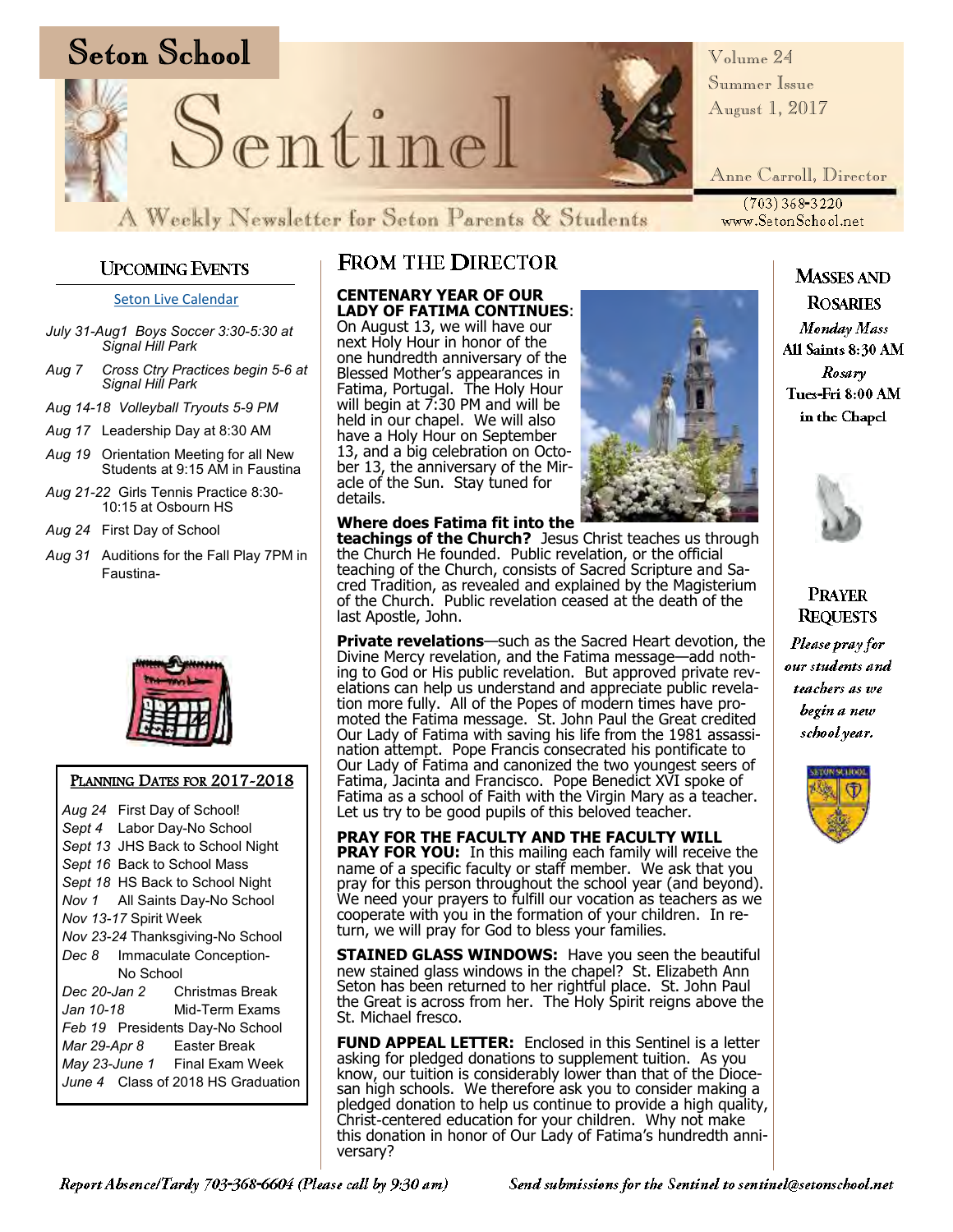# Seton School Sentinel

A Weekly Newsletter for Seton Parents & Students

Volume 24
Summer Issue
August 1, 2017

Anne Carroll, Director

(703) 368-3220
www.SetonSchool.net

## Upcoming Events

Seton Live Calendar

- *July 31-Aug1* *Boys Soccer 3:30-5:30 at Signal Hill Park*
- *Aug 7* *Cross Ctry Practices begin 5-6 at Signal Hill Park*
- *Aug 14-18* *Volleyball Tryouts 5-9 PM*
- *Aug 17* Leadership Day at 8:30 AM
- *Aug 19* Orientation Meeting for all New Students at 9:15 AM in Faustina
- *Aug 21-22* Girls Tennis Practice 8:30-10:15 at Osbourn HS
- *Aug 24* First Day of School
- *Aug 31* Auditions for the Fall Play 7PM in Faustina-

## Planning Dates for 2017-2018

- *Aug 24* First Day of School!
- *Sept 4* Labor Day-No School
- *Sept 13* JHS Back to School Night
- *Sept 16* Back to School Mass
- *Sept 18* HS Back to School Night
- *Nov 1* All Saints Day-No School
- *Nov 13-17* Spirit Week
- *Nov 23-24* Thanksgiving-No School
- *Dec 8* Immaculate Conception-No School
- *Dec 20-Jan 2* Christmas Break
- *Jan 10-18* Mid-Term Exams
- *Feb 19* Presidents Day-No School
- *Mar 29-Apr 8* Easter Break
- *May 23-June 1* Final Exam Week
- *June 4* Class of 2018 HS Graduation

## From the Director

**CENTENARY YEAR OF OUR LADY OF FATIMA CONTINUES**: On August 13, we will have our next Holy Hour in honor of the one hundredth anniversary of the Blessed Mother's appearances in Fatima, Portugal. The Holy Hour will begin at 7:30 PM and will be held in our chapel. We will also have a Holy Hour on September 13, and a big celebration on October 13, the anniversary of the Miracle of the Sun. Stay tuned for details.

**Where does Fatima fit into the teachings of the Church?** Jesus Christ teaches us through the Church He founded. Public revelation, or the official teaching of the Church, consists of Sacred Scripture and Sacred Tradition, as revealed and explained by the Magisterium of the Church. Public revelation ceased at the death of the last Apostle, John.

**Private revelations**—such as the Sacred Heart devotion, the Divine Mercy revelation, and the Fatima message—add nothing to God or His public revelation. But approved private revelations can help us understand and appreciate public revelation more fully. All of the Popes of modern times have promoted the Fatima message. St. John Paul the Great credited Our Lady of Fatima with saving his life from the 1981 assassination attempt. Pope Francis consecrated his pontificate to Our Lady of Fatima and canonized the two youngest seers of Fatima, Jacinta and Francisco. Pope Benedict XVI spoke of Fatima as a school of Faith with the Virgin Mary as a teacher. Let us try to be good pupils of this beloved teacher.

**PRAY FOR THE FACULTY AND THE FACULTY WILL PRAY FOR YOU:** In this mailing each family will receive the name of a specific faculty or staff member. We ask that you pray for this person throughout the school year (and beyond). We need your prayers to fulfill our vocation as teachers as we cooperate with you in the formation of your children. In return, we will pray for God to bless your families.

**STAINED GLASS WINDOWS:** Have you seen the beautiful new stained glass windows in the chapel? St. Elizabeth Ann Seton has been returned to her rightful place. St. John Paul the Great is across from her. The Holy Spirit reigns above the St. Michael fresco.

**FUND APPEAL LETTER:** Enclosed in this Sentinel is a letter asking for pledged donations to supplement tuition. As you know, our tuition is considerably lower than that of the Diocesan high schools. We therefore ask you to consider making a pledged donation to help us continue to provide a high quality, Christ-centered education for your children. Why not make this donation in honor of Our Lady of Fatima's hundredth anniversary?

## Masses and Rosaries

*Monday Mass*
All Saints 8:30 AM

*Rosary*
Tues-Fri 8:00 AM
in the Chapel

## Prayer Requests

*Please pray for our students and teachers as we begin a new school year.*

*Report Absence/Tardy 703-368-6604 (Please call by 9:30 am)*

*Send submissions for the Sentinel to sentinel@setonschool.net*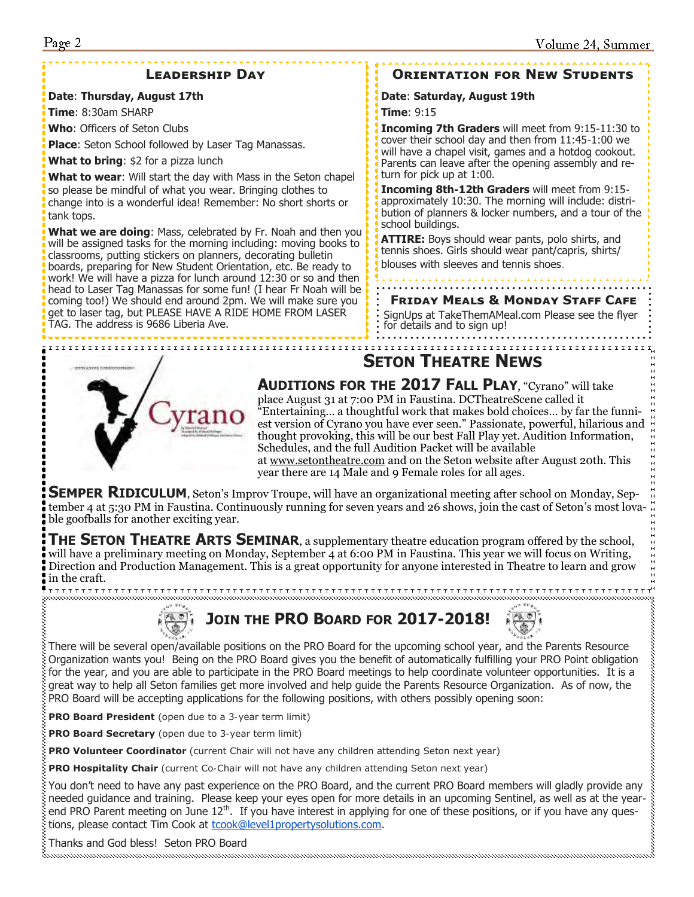## Leadership Day

**Date**: **Thursday, August 17th**

**Time**: 8:30am SHARP

**Who**: Officers of Seton Clubs

**Place**: Seton School followed by Laser Tag Manassas.

**What to bring**: $2 for a pizza lunch

**What to wear**: Will start the day with Mass in the Seton chapel so please be mindful of what you wear. Bringing clothes to change into is a wonderful idea! Remember: No short shorts or tank tops.

**What we are doing**: Mass, celebrated by Fr. Noah and then you will be assigned tasks for the morning including: moving books to classrooms, putting stickers on planners, decorating bulletin boards, preparing for New Student Orientation, etc. Be ready to work! We will have a pizza for lunch around 12:30 or so and then head to Laser Tag Manassas for some fun! (I hear Fr Noah will be coming too!) We should end around 2pm. We will make sure you get to laser tag, but PLEASE HAVE A RIDE HOME FROM LASER TAG. The address is 9686 Liberia Ave.

## Orientation for New Students

**Date**: **Saturday, August 19th**

**Time**: 9:15

**Incoming 7th Graders** will meet from 9:15-11:30 to cover their school day and then from 11:45-1:00 we will have a chapel visit, games and a hotdog cookout. Parents can leave after the opening assembly and return for pick up at 1:00.

**Incoming 8th-12th Graders** will meet from 9:15-approximately 10:30. The morning will include: distribution of planners & locker numbers, and a tour of the school buildings.

**ATTIRE:** Boys should wear pants, polo shirts, and tennis shoes. Girls should wear pant/capris, shirts/blouses with sleeves and tennis shoes.

## Friday Meals & Monday Staff Cafe

SignUps at TakeThemAMeal.com Please see the flyer for details and to sign up!

## Seton Theatre News

**Auditions for the 2017 Fall Play**, "Cyrano" will take place August 31 at 7:00 PM in Faustina. DCTheatreScene called it "Entertaining… a thoughtful work that makes bold choices… by far the funniest version of Cyrano you have ever seen." Passionate, powerful, hilarious and thought provoking, this will be our best Fall Play yet. Audition Information, Schedules, and the full Audition Packet will be available at www.setontheatre.com and on the Seton website after August 20th. This year there are 14 Male and 9 Female roles for all ages.

**Semper Ridiculum**, Seton's Improv Troupe, will have an organizational meeting after school on Monday, September 4 at 5:30 PM in Faustina. Continuously running for seven years and 26 shows, join the cast of Seton's most lovable goofballs for another exciting year.

**The Seton Theatre Arts Seminar**, a supplementary theatre education program offered by the school, will have a preliminary meeting on Monday, September 4 at 6:00 PM in Faustina. This year we will focus on Writing, Direction and Production Management. This is a great opportunity for anyone interested in Theatre to learn and grow in the craft.

## Join the PRO Board for 2017-2018!

There will be several open/available positions on the PRO Board for the upcoming school year, and the Parents Resource Organization wants you! Being on the PRO Board gives you the benefit of automatically fulfilling your PRO Point obligation for the year, and you are able to participate in the PRO Board meetings to help coordinate volunteer opportunities. It is a great way to help all Seton families get more involved and help guide the Parents Resource Organization. As of now, the PRO Board will be accepting applications for the following positions, with others possibly opening soon:

**PRO Board President** (open due to a 3-year term limit)

**PRO Board Secretary** (open due to 3-year term limit)

**PRO Volunteer Coordinator** (current Chair will not have any children attending Seton next year)

**PRO Hospitality Chair** (current Co-Chair will not have any children attending Seton next year)

You don't need to have any past experience on the PRO Board, and the current PRO Board members will gladly provide any needed guidance and training. Please keep your eyes open for more details in an upcoming Sentinel, as well as at the year-end PRO Parent meeting on June 12th. If you have interest in applying for one of these positions, or if you have any questions, please contact Tim Cook at tcook@level1propertysolutions.com.

Thanks and God bless! Seton PRO Board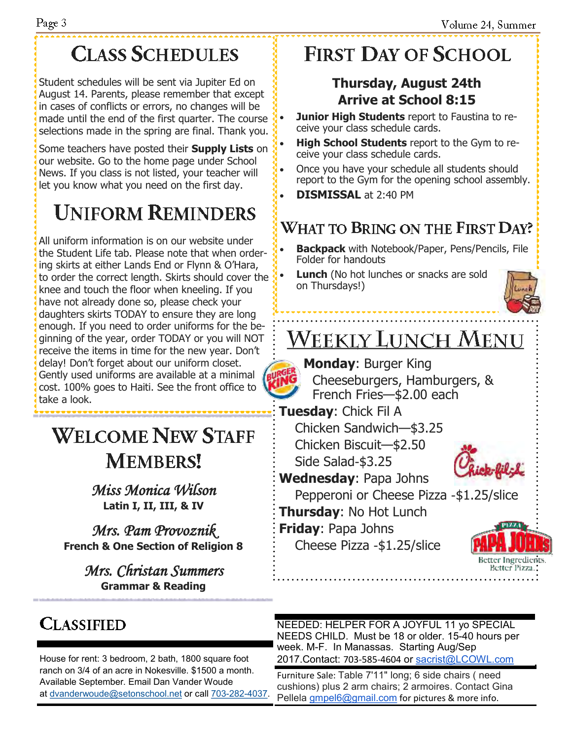# Class Schedules

Student schedules will be sent via Jupiter Ed on August 14. Parents, please remember that except in cases of conflicts or errors, no changes will be made until the end of the first quarter. The course selections made in the spring are final. Thank you.

Some teachers have posted their **Supply Lists** on our website. Go to the home page under School News. If you class is not listed, your teacher will let you know what you need on the first day.

# Uniform Reminders

All uniform information is on our website under the Student Life tab. Please note that when ordering skirts at either Lands End or Flynn & O'Hara, to order the correct length. Skirts should cover the knee and touch the floor when kneeling. If you have not already done so, please check your daughters skirts TODAY to ensure they are long enough. If you need to order uniforms for the beginning of the year, order TODAY or you will NOT receive the items in time for the new year. Don't delay! Don't forget about our uniform closet. Gently used uniforms are available at a minimal cost. 100% goes to Haiti. See the front office to take a look.

# Welcome New Staff Members!

*Miss Monica Wilson*
**Latin I, II, III, & IV**

*Mrs. Pam Provoznik*
**French & One Section of Religion 8**

*Mrs. Christan Summers*
**Grammar & Reading**

# First Day of School

**Thursday, August 24th**
**Arrive at School 8:15**

- **Junior High Students** report to Faustina to receive your class schedule cards.
- **High School Students** report to the Gym to receive your class schedule cards.
- Once you have your schedule all students should report to the Gym for the opening school assembly.
- **DISMISSAL** at 2:40 PM

## What to Bring on the First Day?

- **Backpack** with Notebook/Paper, Pens/Pencils, File Folder for handouts
- **Lunch** (No hot lunches or snacks are sold on Thursdays!)

# Weekly Lunch Menu

**Monday**: Burger King
Cheeseburgers, Hamburgers, & French Fries—$2.00 each

**Tuesday**: Chick Fil A
Chicken Sandwich—$3.25
Chicken Biscuit—$2.50
Side Salad-$3.25

**Wednesday**: Papa Johns
Pepperoni or Cheese Pizza -$1.25/slice

**Thursday**: No Hot Lunch

**Friday**: Papa Johns
Cheese Pizza -$1.25/slice

# Classified

House for rent: 3 bedroom, 2 bath, 1800 square foot ranch on 3/4 of an acre in Nokesville. $1500 a month. Available September. Email Dan Vander Woude at dvanderwoude@setonschool.net or call 703-282-4037.

NEEDED: HELPER FOR A JOYFUL 11 yo SPECIAL NEEDS CHILD. Must be 18 or older. 15-40 hours per week. M-F. In Manassas. Starting Aug/Sep 2017.Contact: 703-585-4604 or sacrist@LCOWL.com

Furniture Sale: Table 7'11" long; 6 side chairs ( need cushions) plus 2 arm chairs; 2 armoires. Contact Gina Pellela gmpel6@gmail.com for pictures & more info.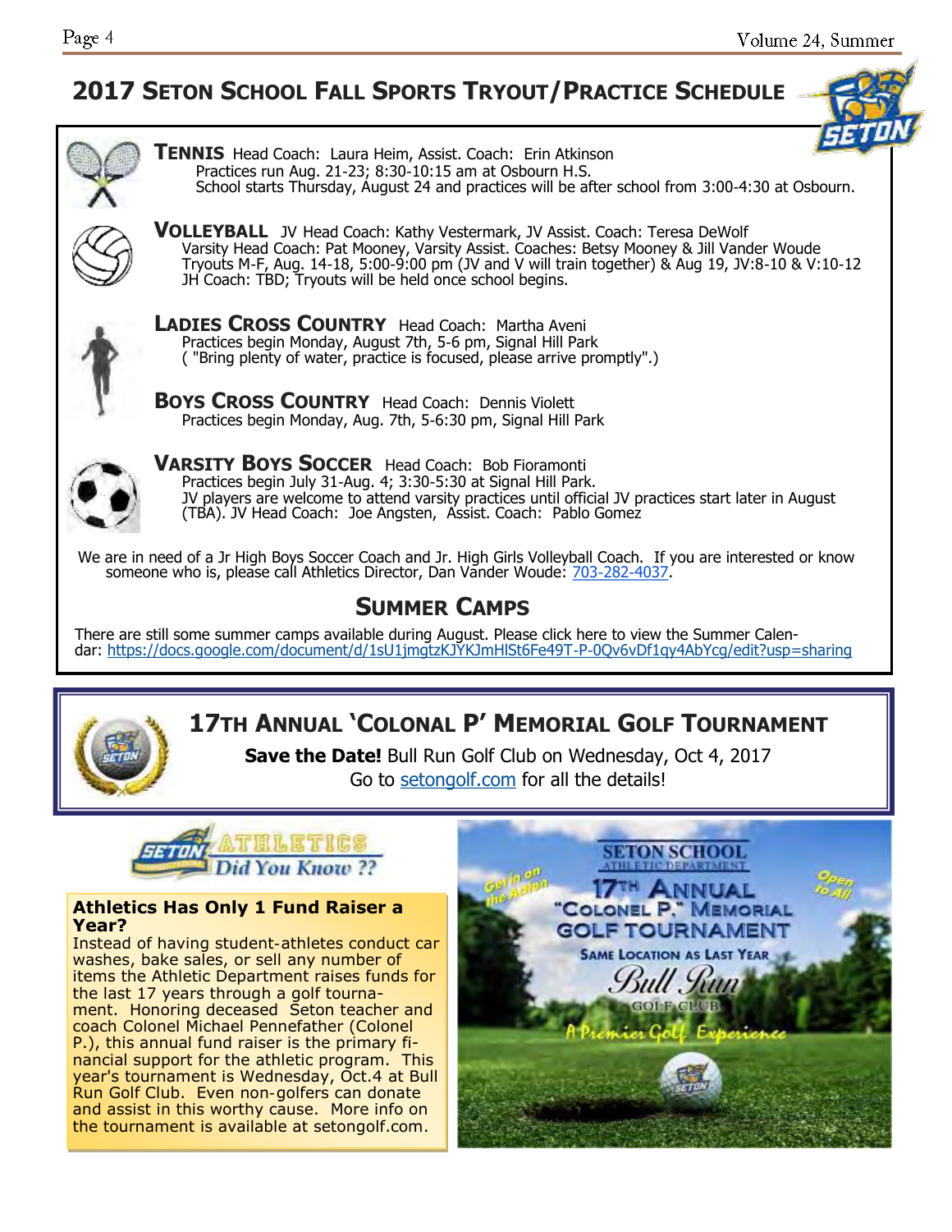# 2017 Seton School Fall Sports Tryout/Practice Schedule

**TENNIS** Head Coach: Laura Heim, Assist. Coach: Erin Atkinson
Practices run Aug. 21-23; 8:30-10:15 am at Osbourn H.S.
School starts Thursday, August 24 and practices will be after school from 3:00-4:30 at Osbourn.

**VOLLEYBALL** JV Head Coach: Kathy Vestermark, JV Assist. Coach: Teresa DeWolf
Varsity Head Coach: Pat Mooney, Varsity Assist. Coaches: Betsy Mooney & Jill Vander Woude
Tryouts M-F, Aug. 14-18, 5:00-9:00 pm (JV and V will train together) & Aug 19, JV:8-10 & V:10-12
JH Coach: TBD; Tryouts will be held once school begins.

**LADIES CROSS COUNTRY** Head Coach: Martha Aveni
Practices begin Monday, August 7th, 5-6 pm, Signal Hill Park
( "Bring plenty of water, practice is focused, please arrive promptly".)

**BOYS CROSS COUNTRY** Head Coach: Dennis Violett
Practices begin Monday, Aug. 7th, 5-6:30 pm, Signal Hill Park

**VARSITY BOYS SOCCER** Head Coach: Bob Fioramonti
Practices begin July 31-Aug. 4; 3:30-5:30 at Signal Hill Park.
JV players are welcome to attend varsity practices until official JV practices start later in August (TBA). JV Head Coach: Joe Angsten, Assist. Coach: Pablo Gomez

We are in need of a Jr High Boys Soccer Coach and Jr. High Girls Volleyball Coach. If you are interested or know someone who is, please call Athletics Director, Dan Vander Woude: 703-282-4037.

## Summer Camps

There are still some summer camps available during August. Please click here to view the Summer Calendar: https://docs.google.com/document/d/1sU1jmgtzKJYKJmHlSt6Fe49T-P-0Qv6vDf1qy4AbYcg/edit?usp=sharing

## 17th Annual 'Colonal P' Memorial Golf Tournament

**Save the Date!** Bull Run Golf Club on Wednesday, Oct 4, 2017
Go to setongolf.com for all the details!

SETON ATHLETICS *Did You Know ??*

**Athletics Has Only 1 Fund Raiser a Year?**
Instead of having student-athletes conduct car washes, bake sales, or sell any number of items the Athletic Department raises funds for the last 17 years through a golf tournament. Honoring deceased Seton teacher and coach Colonel Michael Pennefather (Colonel P.), this annual fund raiser is the primary financial support for the athletic program. This year's tournament is Wednesday, Oct.4 at Bull Run Golf Club. Even non-golfers can donate and assist in this worthy cause. More info on the tournament is available at setongolf.com.

SETON SCHOOL
ATHLETIC DEPARTMENT
Get in on the Action
Open to All
17TH ANNUAL
"COLONEL P." MEMORIAL
GOLF TOURNAMENT
SAME LOCATION AS LAST YEAR
Bull Run
GOLF CLUB
A Premier Golf Experience